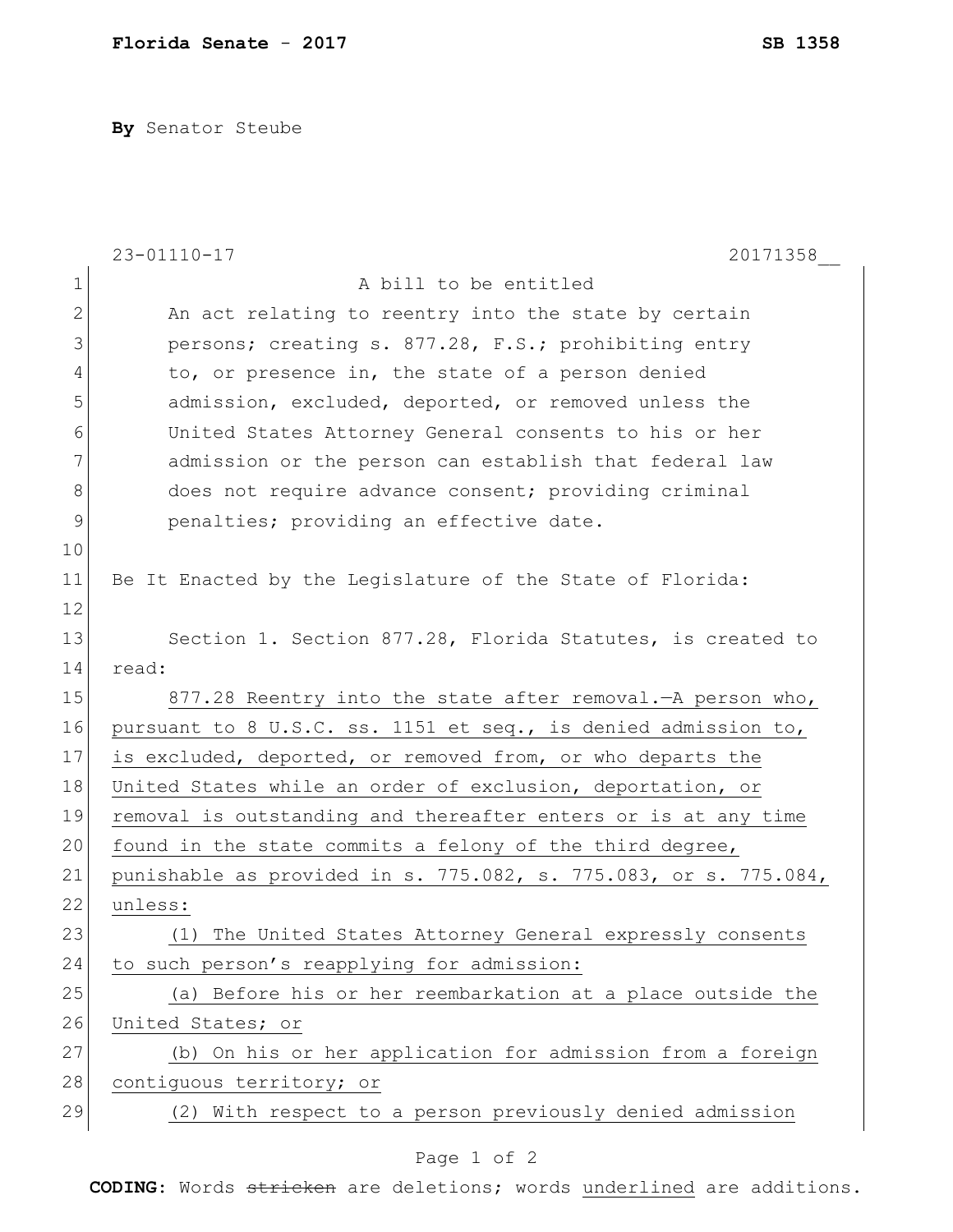**Florida Senate - 2017** **SB 1358**

**By** Senator Steube

23-01110-17 20171358__

A bill to be entitled

An act relating to reentry into the state by certain persons; creating s. 877.28, F.S.; prohibiting entry to, or presence in, the state of a person denied admission, excluded, deported, or removed unless the United States Attorney General consents to his or her admission or the person can establish that federal law does not require advance consent; providing criminal penalties; providing an effective date.

Be It Enacted by the Legislature of the State of Florida:

Section 1. Section 877.28, Florida Statutes, is created to read:

877.28 Reentry into the state after removal.—A person who, pursuant to 8 U.S.C. ss. 1151 et seq., is denied admission to, is excluded, deported, or removed from, or who departs the United States while an order of exclusion, deportation, or removal is outstanding and thereafter enters or is at any time found in the state commits a felony of the third degree, punishable as provided in s. 775.082, s. 775.083, or s. 775.084, unless:

(1) The United States Attorney General expressly consents to such person's reapplying for admission:

(a) Before his or her reembarkation at a place outside the United States; or

(b) On his or her application for admission from a foreign contiguous territory; or

(2) With respect to a person previously denied admission

**CODING:** Words ~~stricken~~ are deletions; words underlined are additions.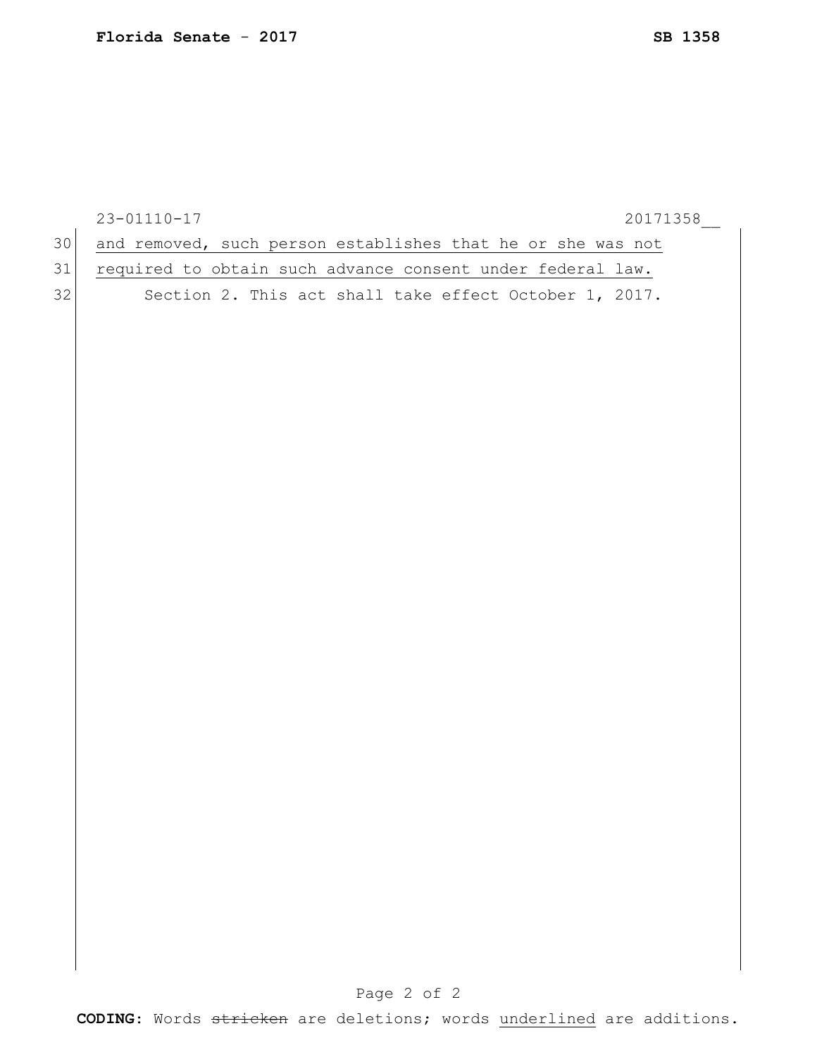and removed, such person establishes that he or she was not required to obtain such advance consent under federal law.

Section 2. This act shall take effect October 1, 2017.